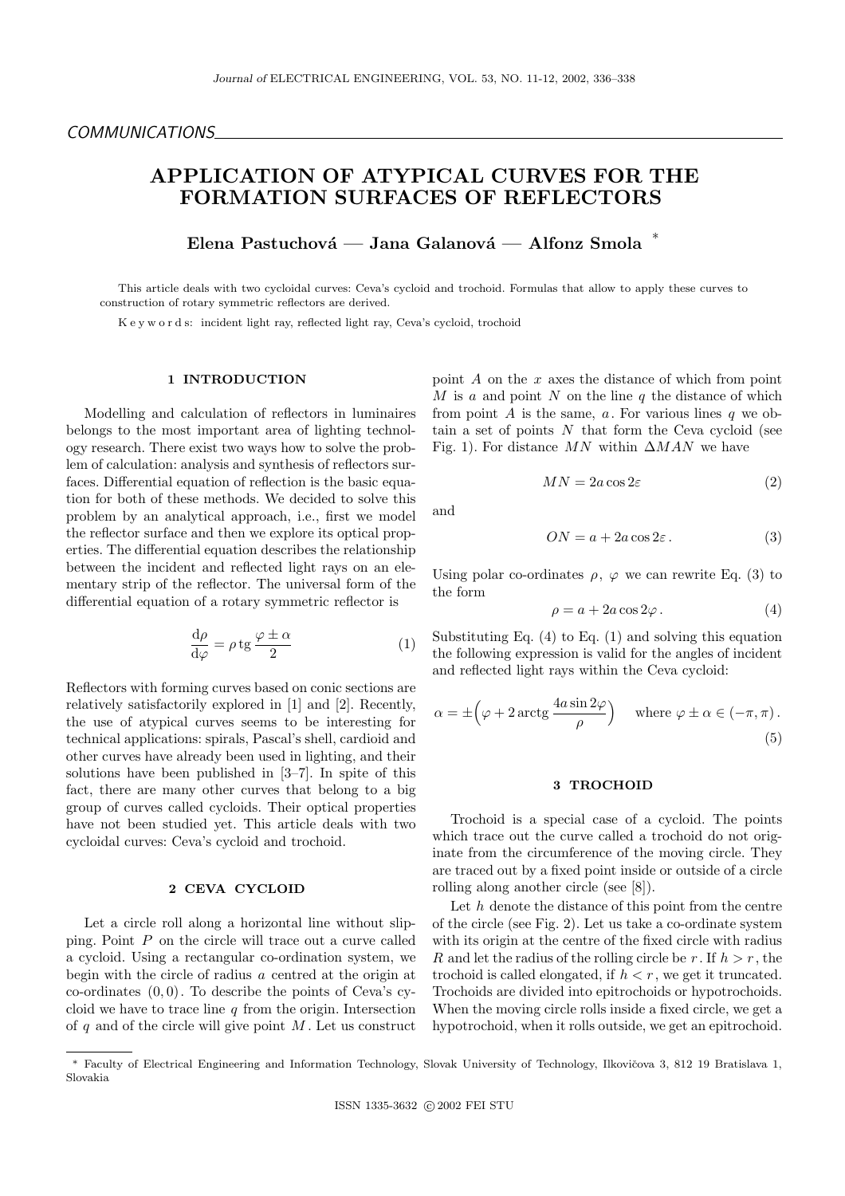## COMMUNICATIONS

# APPLICATION OF ATYPICAL CURVES FOR THE FORMATION SURFACES OF REFLECTORS

**Elena Pastuchová — Jana Galanová — Alfonz Smola** *

This article deals with two cycloidal curves: Ceva's cycloid and trochoid. Formulas that allow to apply these curves to construction of rotary symmetric reflectors are derived.

K e y w o r d s: incident light ray, reflected light ray, Ceva's cycloid, trochoid

## 1 INTRODUCTION

Modelling and calculation of reflectors in luminaires belongs to the most important area of lighting technology research. There exist two ways how to solve the problem of calculation: analysis and synthesis of reflectors surfaces. Differential equation of reflection is the basic equation for both of these methods. We decided to solve this problem by an analytical approach, i.e., first we model the reflector surface and then we explore its optical properties. The differential equation describes the relationship between the incident and reflected light rays on an elementary strip of the reflector. The universal form of the differential equation of a rotary symmetric reflector is

$$\frac{\mathrm{d}\rho}{\mathrm{d}\varphi} = \rho \operatorname{tg} \frac{\varphi \pm \alpha}{2} \tag{1}$$

Reflectors with forming curves based on conic sections are relatively satisfactorily explored in [1] and [2]. Recently, the use of atypical curves seems to be interesting for technical applications: spirals, Pascal's shell, cardioid and other curves have already been used in lighting, and their solutions have been published in [3–7]. In spite of this fact, there are many other curves that belong to a big group of curves called cycloids. Their optical properties have not been studied yet. This article deals with two cycloidal curves: Ceva's cycloid and trochoid.

## 2 CEVA CYCLOID

Let a circle roll along a horizontal line without slipping. Point $P$ on the circle will trace out a curve called a cycloid. Using a rectangular co-ordination system, we begin with the circle of radius $a$ centred at the origin at co-ordinates $(0,0)$. To describe the points of Ceva's cycloid we have to trace line $q$ from the origin. Intersection of $q$ and of the circle will give point $M$. Let us construct point $A$ on the $x$ axes the distance of which from point $M$ is $a$ and point $N$ on the line $q$ the distance of which from point $A$ is the same, $a$. For various lines $q$ we obtain a set of points $N$ that form the Ceva cycloid (see Fig. 1). For distance $MN$ within $\Delta MAN$ we have

$$MN = 2a\cos 2\varepsilon \tag{2}$$

and

$$ON = a + 2a\cos 2\varepsilon\,. \tag{3}$$

Using polar co-ordinates $\rho$, $\varphi$ we can rewrite Eq. (3) to the form

$$\rho = a + 2a\cos 2\varphi\,. \tag{4}$$

Substituting Eq. (4) to Eq. (1) and solving this equation the following expression is valid for the angles of incident and reflected light rays within the Ceva cycloid:

$$\alpha = \pm\Big(\varphi + 2\operatorname{arctg}\frac{4a\sin 2\varphi}{\rho}\Big) \qquad \text{where } \varphi \pm \alpha \in (-\pi, \pi)\,. \tag{5}$$

## 3 TROCHOID

Trochoid is a special case of a cycloid. The points which trace out the curve called a trochoid do not originate from the circumference of the moving circle. They are traced out by a fixed point inside or outside of a circle rolling along another circle (see [8]).

Let $h$ denote the distance of this point from the centre of the circle (see Fig. 2). Let us take a co-ordinate system with its origin at the centre of the fixed circle with radius $R$ and let the radius of the rolling circle be $r$. If $h > r$, the trochoid is called elongated, if $h < r$, we get it truncated. Trochoids are divided into epitrochoids or hypotrochoids. When the moving circle rolls inside a fixed circle, we get a hypotrochoid, when it rolls outside, we get an epitrochoid.

---

* Faculty of Electrical Engineering and Information Technology, Slovak University of Technology, Ilkovičova 3, 812 19 Bratislava 1, Slovakia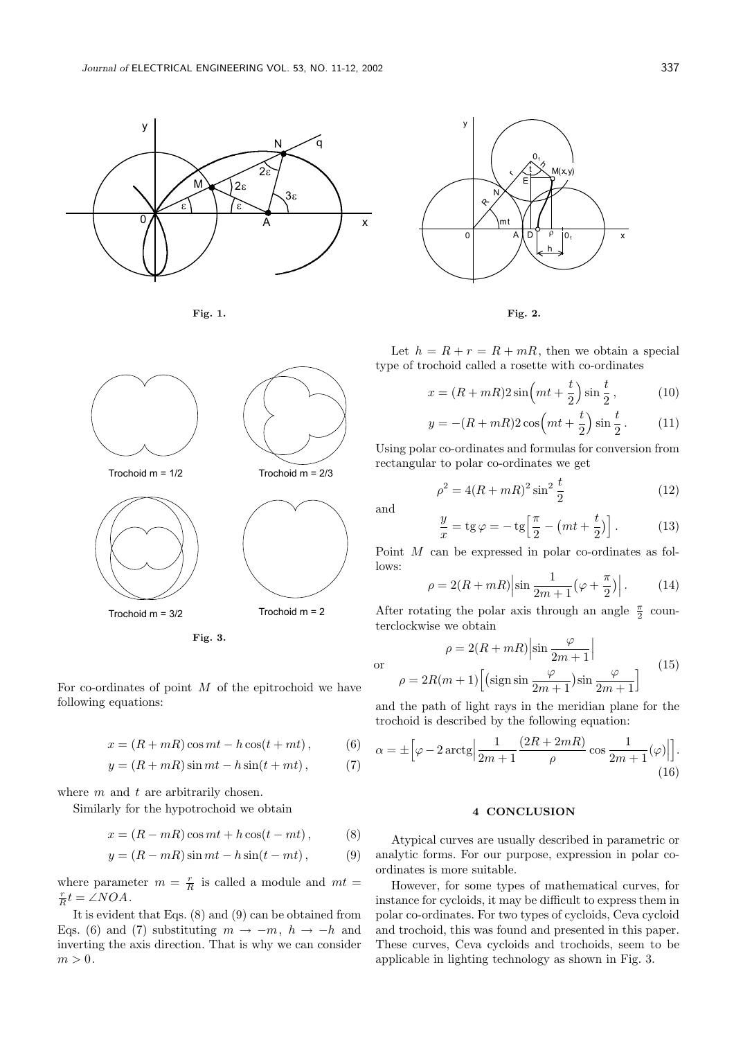Fig. 1.

Fig. 2.

Trochoid m = 1/2

Trochoid m = 2/3

Trochoid m = 3/2

Trochoid m = 2

Fig. 3.

For co-ordinates of point $M$ of the epitrochoid we have following equations:

$$x = (R + mR)\cos mt - h\cos(t + mt)\,, \tag{6}$$

$$y = (R + mR)\sin mt - h\sin(t + mt)\,, \tag{7}$$

where $m$ and $t$ are arbitrarily chosen.

Similarly for the hypotrochoid we obtain

$$x = (R - mR)\cos mt + h\cos(t - mt)\,, \tag{8}$$

$$y = (R - mR)\sin mt - h\sin(t - mt)\,, \tag{9}$$

where parameter $m = \frac{r}{R}$ is called a module and $mt = \frac{r}{R}t = \angle NOA$.

It is evident that Eqs. (8) and (9) can be obtained from Eqs. (6) and (7) substituting $m \to -m$, $h \to -h$ and inverting the axis direction. That is why we can consider $m > 0$.

Let $h = R + r = R + mR$, then we obtain a special type of trochoid called a rosette with co-ordinates

$$x = (R + mR)2\sin\Big(mt + \frac{t}{2}\Big)\sin\frac{t}{2}\,, \tag{10}$$

$$y = -(R + mR)2\cos\Big(mt + \frac{t}{2}\Big)\sin\frac{t}{2}\,. \tag{11}$$

Using polar co-ordinates and formulas for conversion from rectangular to polar co-ordinates we get

$$\rho^2 = 4(R + mR)^2\sin^2\frac{t}{2} \tag{12}$$

and

$$\frac{y}{x} = \operatorname{tg}\varphi = -\operatorname{tg}\Big[\frac{\pi}{2} - \Big(mt + \frac{t}{2}\Big)\Big]\,. \tag{13}$$

Point $M$ can be expressed in polar co-ordinates as follows:

$$\rho = 2(R + mR)\Big|\sin\frac{1}{2m + 1}\Big(\varphi + \frac{\pi}{2}\Big)\Big|\,. \tag{14}$$

After rotating the polar axis through an angle $\frac{\pi}{2}$ counterclockwise we obtain

$$\rho = 2(R + mR)\Big|\sin\frac{\varphi}{2m + 1}\Big|$$

or

$$\rho = 2R(m + 1)\Big[\Big(\operatorname{sign}\sin\frac{\varphi}{2m + 1}\Big)\sin\frac{\varphi}{2m + 1}\Big] \tag{15}$$

and the path of light rays in the meridian plane for the trochoid is described by the following equation:

$$\alpha = \pm\Big[\varphi - 2\operatorname{arctg}\Big|\frac{1}{2m + 1}\frac{(2R + 2mR)}{\rho}\cos\frac{1}{2m + 1}(\varphi)\Big|\Big]\,. \tag{16}$$

## 4 CONCLUSION

Atypical curves are usually described in parametric or analytic forms. For our purpose, expression in polar co-ordinates is more suitable.

However, for some types of mathematical curves, for instance for cycloids, it may be difficult to express them in polar co-ordinates. For two types of cycloids, Ceva cycloid and trochoid, this was found and presented in this paper. These curves, Ceva cycloids and trochoids, seem to be applicable in lighting technology as shown in Fig. 3.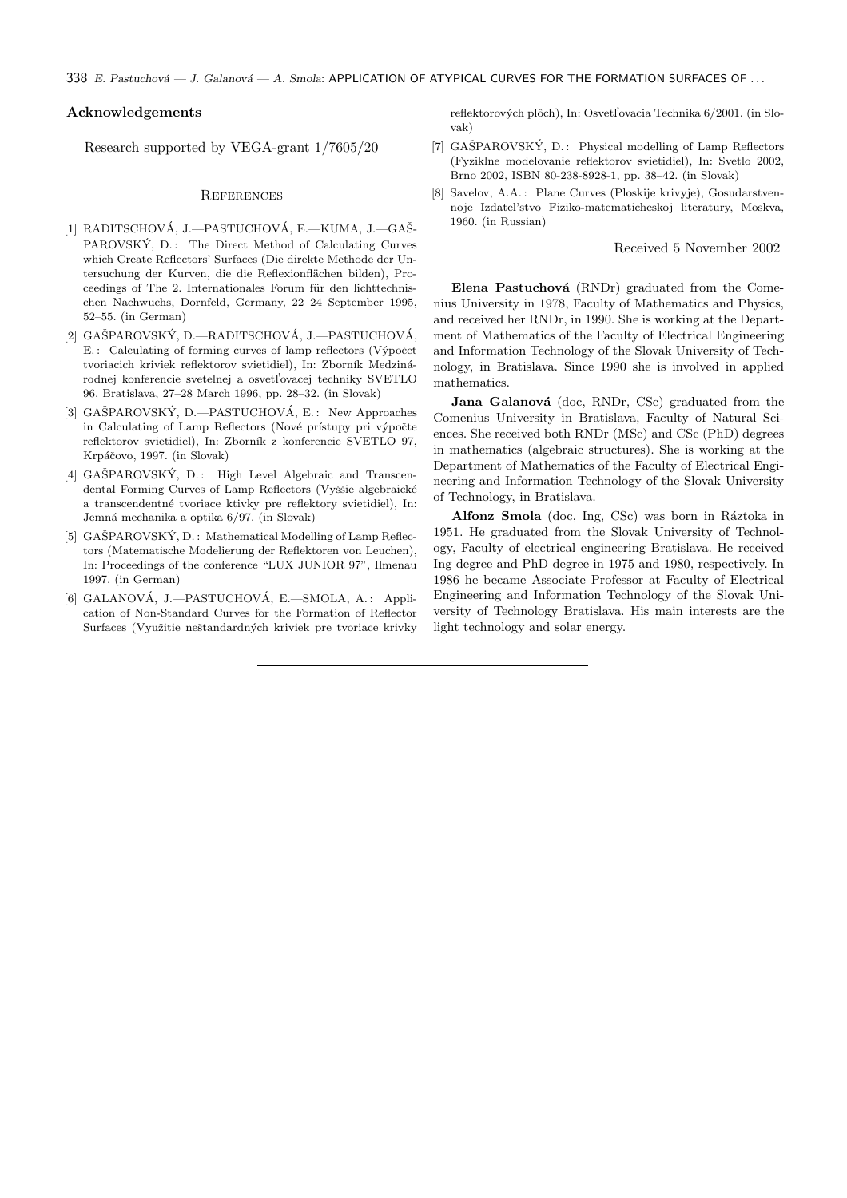## Acknowledgements

Research supported by VEGA-grant 1/7605/20

## References

[1] RADITSCHOVÁ, J.—PASTUCHOVÁ, E.—KUMA, J.—GAŠPAROVSKÝ, D.: The Direct Method of Calculating Curves which Create Reflectors' Surfaces (Die direkte Methode der Untersuchung der Kurven, die die Reflexionflächen bilden), Proceedings of The 2. Internationales Forum für den lichttechnischen Nachwuchs, Dornfeld, Germany, 22–24 September 1995, 52–55. (in German)

[2] GAŠPAROVSKÝ, D.—RADITSCHOVÁ, J.—PASTUCHOVÁ, E.: Calculating of forming curves of lamp reflectors (Výpočet tvoriacich kriviek reflektorov svietidiel), In: Zborník Medzinárodnej konferencie svetelnej a osvetľovacej techniky SVETLO 96, Bratislava, 27–28 March 1996, pp. 28–32. (in Slovak)

[3] GAŠPAROVSKÝ, D.—PASTUCHOVÁ, E.: New Approaches in Calculating of Lamp Reflectors (Nové prístupy pri výpočte reflektorov svietidiel), In: Zborník z konferencie SVETLO 97, Krpáčovo, 1997. (in Slovak)

[4] GAŠPAROVSKÝ, D.: High Level Algebraic and Transcendental Forming Curves of Lamp Reflectors (Vyššie algebraické a transcendentné tvoriace ktivky pre reflektory svietidiel), In: Jemná mechanika a optika 6/97. (in Slovak)

[5] GAŠPAROVSKÝ, D.: Mathematical Modelling of Lamp Reflectors (Matematische Modelierung der Reflektoren von Leuchen), In: Proceedings of the conference "LUX JUNIOR 97", Ilmenau 1997. (in German)

[6] GALANOVÁ, J.—PASTUCHOVÁ, E.—SMOLA, A.: Application of Non-Standard Curves for the Formation of Reflector Surfaces (Využitie neštandardných kriviek pre tvoriace krivky reflektorových plôch), In: Osvetľovacia Technika 6/2001. (in Slovak)

[7] GAŠPAROVSKÝ, D.: Physical modelling of Lamp Reflectors (Fyziklne modelovanie reflektorov svietidiel), In: Svetlo 2002, Brno 2002, ISBN 80-238-8928-1, pp. 38–42. (in Slovak)

[8] Savelov, A.A.: Plane Curves (Ploskije krivyje), Gosudarstvennoje Izdatel'stvo Fiziko-matematicheskoj literatury, Moskva, 1960. (in Russian)

Received 5 November 2002

**Elena Pastuchová** (RNDr) graduated from the Comenius University in 1978, Faculty of Mathematics and Physics, and received her RNDr, in 1990. She is working at the Department of Mathematics of the Faculty of Electrical Engineering and Information Technology of the Slovak University of Technology, in Bratislava. Since 1990 she is involved in applied mathematics.

**Jana Galanová** (doc, RNDr, CSc) graduated from the Comenius University in Bratislava, Faculty of Natural Sciences. She received both RNDr (MSc) and CSc (PhD) degrees in mathematics (algebraic structures). She is working at the Department of Mathematics of the Faculty of Electrical Engineering and Information Technology of the Slovak University of Technology, in Bratislava.

**Alfonz Smola** (doc, Ing, CSc) was born in Ráztoka in 1951. He graduated from the Slovak University of Technology, Faculty of electrical engineering Bratislava. He received Ing degree and PhD degree in 1975 and 1980, respectively. In 1986 he became Associate Professor at Faculty of Electrical Engineering and Information Technology of the Slovak University of Technology Bratislava. His main interests are the light technology and solar energy.